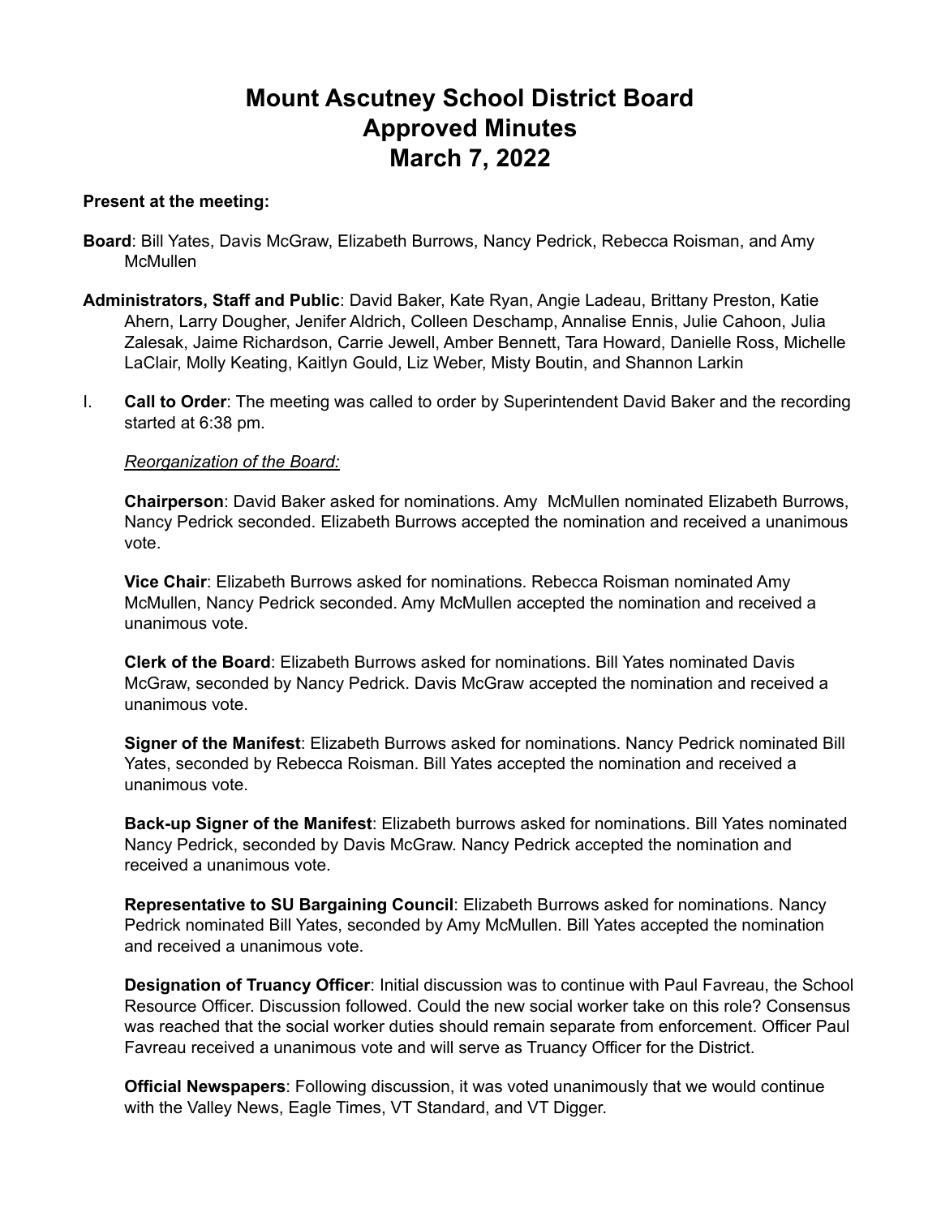# Mount Ascutney School District Board Approved Minutes March 7, 2022

**Present at the meeting:**

**Board**: Bill Yates, Davis McGraw, Elizabeth Burrows, Nancy Pedrick, Rebecca Roisman, and Amy McMullen

**Administrators, Staff and Public**: David Baker, Kate Ryan, Angie Ladeau, Brittany Preston, Katie Ahern, Larry Dougher, Jenifer Aldrich, Colleen Deschamp, Annalise Ennis, Julie Cahoon, Julia Zalesak, Jaime Richardson, Carrie Jewell, Amber Bennett, Tara Howard, Danielle Ross, Michelle LaClair, Molly Keating, Kaitlyn Gould, Liz Weber, Misty Boutin, and Shannon Larkin

I. **Call to Order**: The meeting was called to order by Superintendent David Baker and the recording started at 6:38 pm.

*Reorganization of the Board:*

**Chairperson**: David Baker asked for nominations. Amy McMullen nominated Elizabeth Burrows, Nancy Pedrick seconded. Elizabeth Burrows accepted the nomination and received a unanimous vote.

**Vice Chair**: Elizabeth Burrows asked for nominations. Rebecca Roisman nominated Amy McMullen, Nancy Pedrick seconded. Amy McMullen accepted the nomination and received a unanimous vote.

**Clerk of the Board**: Elizabeth Burrows asked for nominations. Bill Yates nominated Davis McGraw, seconded by Nancy Pedrick. Davis McGraw accepted the nomination and received a unanimous vote.

**Signer of the Manifest**: Elizabeth Burrows asked for nominations. Nancy Pedrick nominated Bill Yates, seconded by Rebecca Roisman. Bill Yates accepted the nomination and received a unanimous vote.

**Back-up Signer of the Manifest**: Elizabeth burrows asked for nominations. Bill Yates nominated Nancy Pedrick, seconded by Davis McGraw. Nancy Pedrick accepted the nomination and received a unanimous vote.

**Representative to SU Bargaining Council**: Elizabeth Burrows asked for nominations. Nancy Pedrick nominated Bill Yates, seconded by Amy McMullen. Bill Yates accepted the nomination and received a unanimous vote.

**Designation of Truancy Officer**: Initial discussion was to continue with Paul Favreau, the School Resource Officer. Discussion followed. Could the new social worker take on this role? Consensus was reached that the social worker duties should remain separate from enforcement. Officer Paul Favreau received a unanimous vote and will serve as Truancy Officer for the District.

**Official Newspapers**: Following discussion, it was voted unanimously that we would continue with the Valley News, Eagle Times, VT Standard, and VT Digger.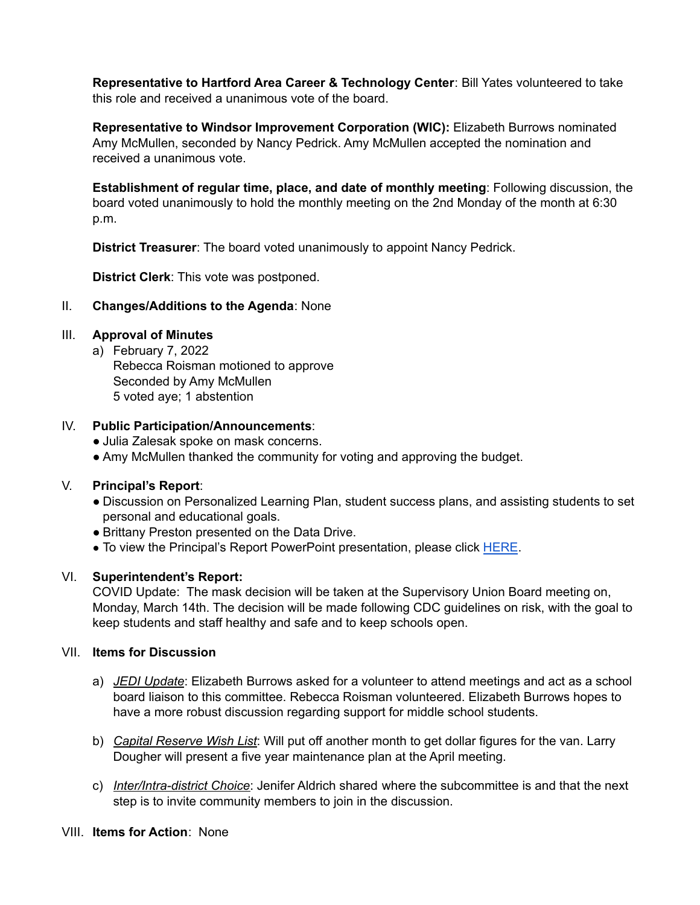**Representative to Hartford Area Career & Technology Center**: Bill Yates volunteered to take this role and received a unanimous vote of the board.

**Representative to Windsor Improvement Corporation (WIC):** Elizabeth Burrows nominated Amy McMullen, seconded by Nancy Pedrick. Amy McMullen accepted the nomination and received a unanimous vote.

**Establishment of regular time, place, and date of monthly meeting**: Following discussion, the board voted unanimously to hold the monthly meeting on the 2nd Monday of the month at 6:30 p.m.

**District Treasurer**: The board voted unanimously to appoint Nancy Pedrick.

**District Clerk**: This vote was postponed.

II. **Changes/Additions to the Agenda**: None

III. **Approval of Minutes**

a) February 7, 2022
   Rebecca Roisman motioned to approve
   Seconded by Amy McMullen
   5 voted aye; 1 abstention

IV. **Public Participation/Announcements**:

- Julia Zalesak spoke on mask concerns.
- Amy McMullen thanked the community for voting and approving the budget.

V. **Principal's Report**:

- Discussion on Personalized Learning Plan, student success plans, and assisting students to set personal and educational goals.
- Brittany Preston presented on the Data Drive.
- To view the Principal's Report PowerPoint presentation, please click HERE.

VI. **Superintendent's Report:**

COVID Update: The mask decision will be taken at the Supervisory Union Board meeting on, Monday, March 14th. The decision will be made following CDC guidelines on risk, with the goal to keep students and staff healthy and safe and to keep schools open.

VII. **Items for Discussion**

a) *JEDI Update*: Elizabeth Burrows asked for a volunteer to attend meetings and act as a school board liaison to this committee. Rebecca Roisman volunteered. Elizabeth Burrows hopes to have a more robust discussion regarding support for middle school students.

b) *Capital Reserve Wish List*: Will put off another month to get dollar figures for the van. Larry Dougher will present a five year maintenance plan at the April meeting.

c) *Inter/Intra-district Choice*: Jenifer Aldrich shared where the subcommittee is and that the next step is to invite community members to join in the discussion.

VIII. **Items for Action**: None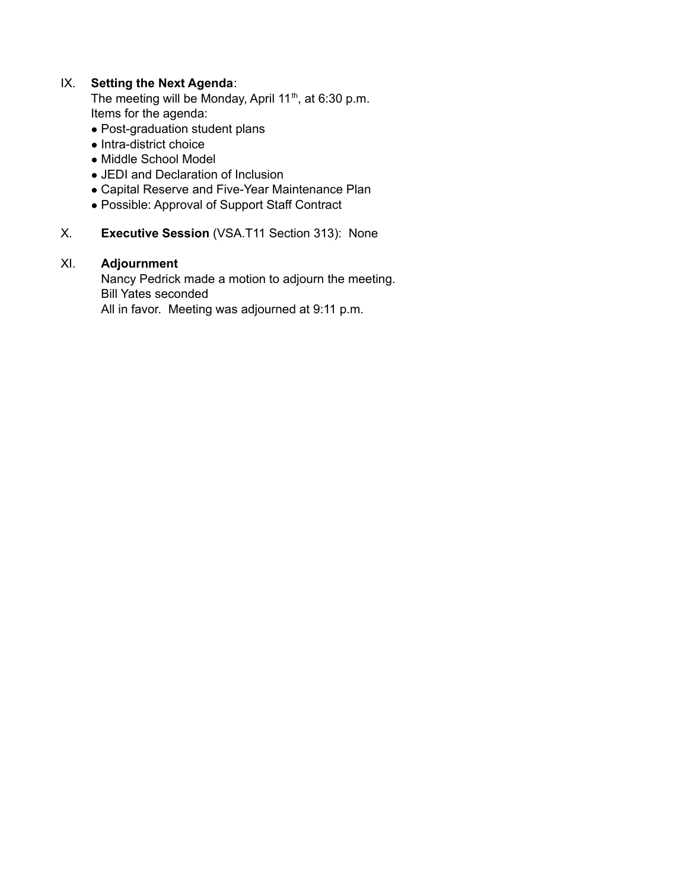IX. **Setting the Next Agenda**:
The meeting will be Monday, April 11th, at 6:30 p.m.
Items for the agenda:

- Post-graduation student plans
- Intra-district choice
- Middle School Model
- JEDI and Declaration of Inclusion
- Capital Reserve and Five-Year Maintenance Plan
- Possible: Approval of Support Staff Contract

X. **Executive Session** (VSA.T11 Section 313): None

XI. **Adjournment**
Nancy Pedrick made a motion to adjourn the meeting.
Bill Yates seconded
All in favor. Meeting was adjourned at 9:11 p.m.